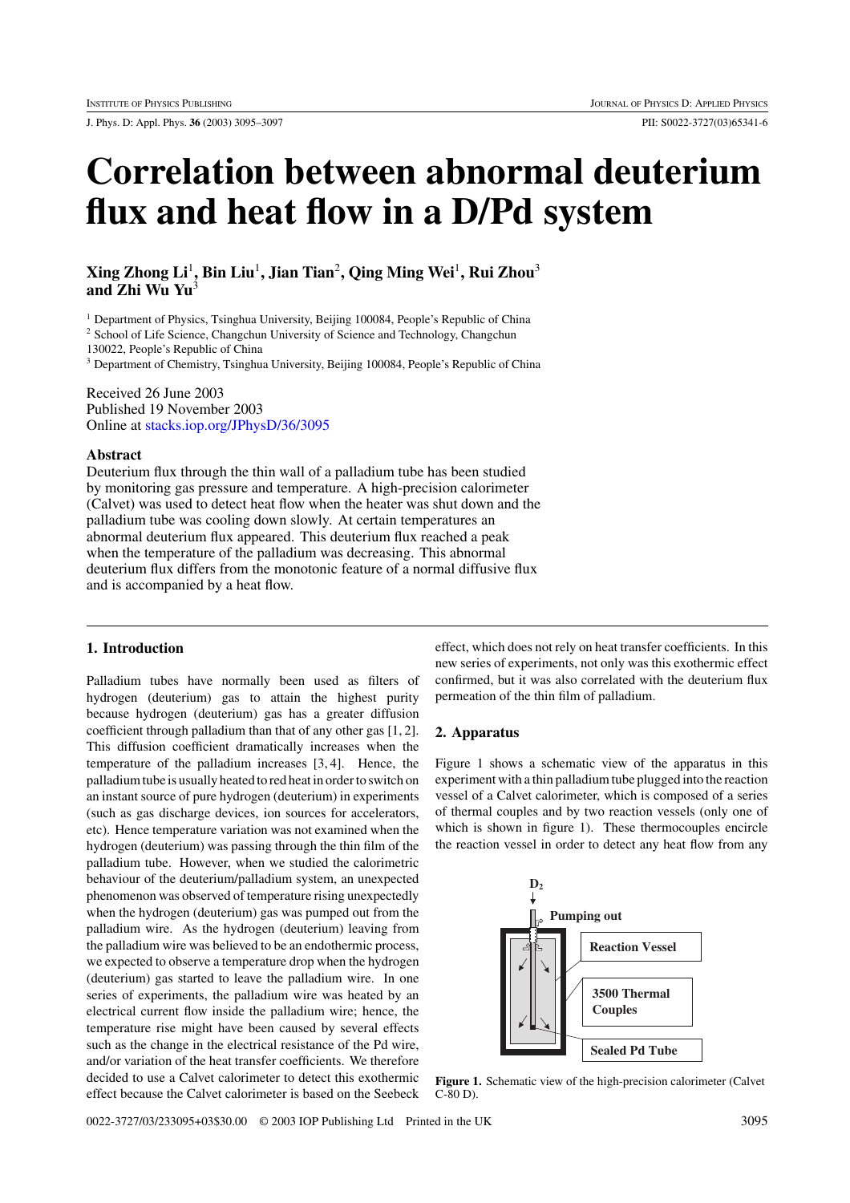# Correlation between abnormal deuterium flux and heat flow in a D/Pd system

**Xing Zhong Li**[1], **Bin Liu**[1], **Jian Tian**[2], **Qing Ming Wei**[1], **Rui Zhou**[3] **and Zhi Wu Yu**[3]

[1] Department of Physics, Tsinghua University, Beijing 100084, People's Republic of China
[2] School of Life Science, Changchun University of Science and Technology, Changchun 130022, People's Republic of China
[3] Department of Chemistry, Tsinghua University, Beijing 100084, People's Republic of China

Received 26 June 2003
Published 19 November 2003
Online at stacks.iop.org/JPhysD/36/3095

## Abstract

Deuterium flux through the thin wall of a palladium tube has been studied by monitoring gas pressure and temperature. A high-precision calorimeter (Calvet) was used to detect heat flow when the heater was shut down and the palladium tube was cooling down slowly. At certain temperatures an abnormal deuterium flux appeared. This deuterium flux reached a peak when the temperature of the palladium was decreasing. This abnormal deuterium flux differs from the monotonic feature of a normal diffusive flux and is accompanied by a heat flow.

## 1. Introduction

Palladium tubes have normally been used as filters of hydrogen (deuterium) gas to attain the highest purity because hydrogen (deuterium) gas has a greater diffusion coefficient through palladium than that of any other gas [1, 2]. This diffusion coefficient dramatically increases when the temperature of the palladium increases [3, 4]. Hence, the palladium tube is usually heated to red heat in order to switch on an instant source of pure hydrogen (deuterium) in experiments (such as gas discharge devices, ion sources for accelerators, etc). Hence temperature variation was not examined when the hydrogen (deuterium) was passing through the thin film of the palladium tube. However, when we studied the calorimetric behaviour of the deuterium/palladium system, an unexpected phenomenon was observed of temperature rising unexpectedly when the hydrogen (deuterium) gas was pumped out from the palladium wire. As the hydrogen (deuterium) leaving from the palladium wire was believed to be an endothermic process, we expected to observe a temperature drop when the hydrogen (deuterium) gas started to leave the palladium wire. In one series of experiments, the palladium wire was heated by an electrical current flow inside the palladium wire; hence, the temperature rise might have been caused by several effects such as the change in the electrical resistance of the Pd wire, and/or variation of the heat transfer coefficients. We therefore decided to use a Calvet calorimeter to detect this exothermic effect because the Calvet calorimeter is based on the Seebeck effect, which does not rely on heat transfer coefficients. In this new series of experiments, not only was this exothermic effect confirmed, but it was also correlated with the deuterium flux permeation of the thin film of palladium.

## 2. Apparatus

Figure 1 shows a schematic view of the apparatus in this experiment with a thin palladium tube plugged into the reaction vessel of a Calvet calorimeter, which is composed of a series of thermal couples and by two reaction vessels (only one of which is shown in figure 1). These thermocouples encircle the reaction vessel in order to detect any heat flow from any

**Figure 1.** Schematic view of the high-precision calorimeter (Calvet C-80 D).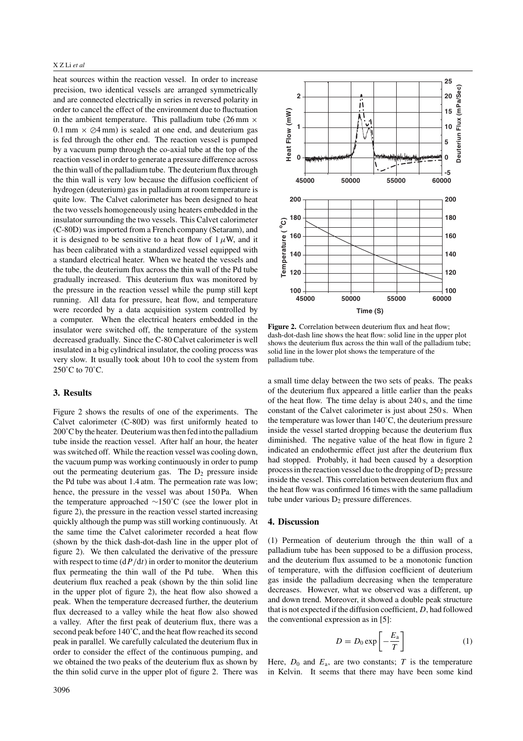heat sources within the reaction vessel. In order to increase precision, two identical vessels are arranged symmetrically and are connected electrically in series in reversed polarity in order to cancel the effect of the environment due to fluctuation in the ambient temperature. This palladium tube (26 mm × 0.1 mm × ⊘4 mm) is sealed at one end, and deuterium gas is fed through the other end. The reaction vessel is pumped by a vacuum pump through the co-axial tube at the top of the reaction vessel in order to generate a pressure difference across the thin wall of the palladium tube. The deuterium flux through the thin wall is very low because the diffusion coefficient of hydrogen (deuterium) gas in palladium at room temperature is quite low. The Calvet calorimeter has been designed to heat the two vessels homogeneously using heaters embedded in the insulator surrounding the two vessels. This Calvet calorimeter (C-80D) was imported from a French company (Setaram), and it is designed to be sensitive to a heat flow of 1 $\mu$W, and it has been calibrated with a standardized vessel equipped with a standard electrical heater. When we heated the vessels and the tube, the deuterium flux across the thin wall of the Pd tube gradually increased. This deuterium flux was monitored by the pressure in the reaction vessel while the pump still kept running. All data for pressure, heat flow, and temperature were recorded by a data acquisition system controlled by a computer. When the electrical heaters embedded in the insulator were switched off, the temperature of the system decreased gradually. Since the C-80 Calvet calorimeter is well insulated in a big cylindrical insulator, the cooling process was very slow. It usually took about 10 h to cool the system from 250˚C to 70˚C.

## 3. Results

Figure 2 shows the results of one of the experiments. The Calvet calorimeter (C-80D) was first uniformly heated to 200˚C by the heater. Deuterium was then fed into the palladium tube inside the reaction vessel. After half an hour, the heater was switched off. While the reaction vessel was cooling down, the vacuum pump was working continuously in order to pump out the permeating deuterium gas. The $D_2$ pressure inside the Pd tube was about 1.4 atm. The permeation rate was low; hence, the pressure in the vessel was about 150 Pa. When the temperature approached ~150˚C (see the lower plot in figure 2), the pressure in the reaction vessel started increasing quickly although the pump was still working continuously. At the same time the Calvet calorimeter recorded a heat flow (shown by the thick dash-dot-dash line in the upper plot of figure 2). We then calculated the derivative of the pressure with respect to time ($dP/dt$) in order to monitor the deuterium flux permeating the thin wall of the Pd tube. When this deuterium flux reached a peak (shown by the thin solid line in the upper plot of figure 2), the heat flow also showed a peak. When the temperature decreased further, the deuterium flux decreased to a valley while the heat flow also showed a valley. After the first peak of deuterium flux, there was a second peak before 140˚C, and the heat flow reached its second peak in parallel. We carefully calculated the deuterium flux in order to consider the effect of the continuous pumping, and we obtained the two peaks of the deuterium flux as shown by the thin solid curve in the upper plot of figure 2. There was a small time delay between the two sets of peaks. The peaks of the deuterium flux appeared a little earlier than the peaks of the heat flow. The time delay is about 240 s, and the time constant of the Calvet calorimeter is just about 250 s. When the temperature was lower than 140˚C, the deuterium pressure inside the vessel started dropping because the deuterium flux diminished. The negative value of the heat flow in figure 2 indicated an endothermic effect just after the deuterium flux had stopped. Probably, it had been caused by a desorption process in the reaction vessel due to the dropping of $D_2$ pressure inside the vessel. This correlation between deuterium flux and the heat flow was confirmed 16 times with the same palladium tube under various $D_2$ pressure differences.

**Figure 2.** Correlation between deuterium flux and heat flow; dash-dot-dash line shows the heat flow: solid line in the upper plot shows the deuterium flux across the thin wall of the palladium tube; solid line in the lower plot shows the temperature of the palladium tube.

## 4. Discussion

(1) Permeation of deuterium through the thin wall of a palladium tube has been supposed to be a diffusion process, and the deuterium flux assumed to be a monotonic function of temperature, with the diffusion coefficient of deuterium gas inside the palladium decreasing when the temperature decreases. However, what we observed was a different, up and down trend. Moreover, it showed a double peak structure that is not expected if the diffusion coefficient, $D$, had followed the conventional expression as in [5]:

$$D = D_0 \exp\left[-\frac{E_a}{T}\right] \quad (1)$$

Here, $D_0$ and $E_a$, are two constants; $T$ is the temperature in Kelvin. It seems that there may have been some kind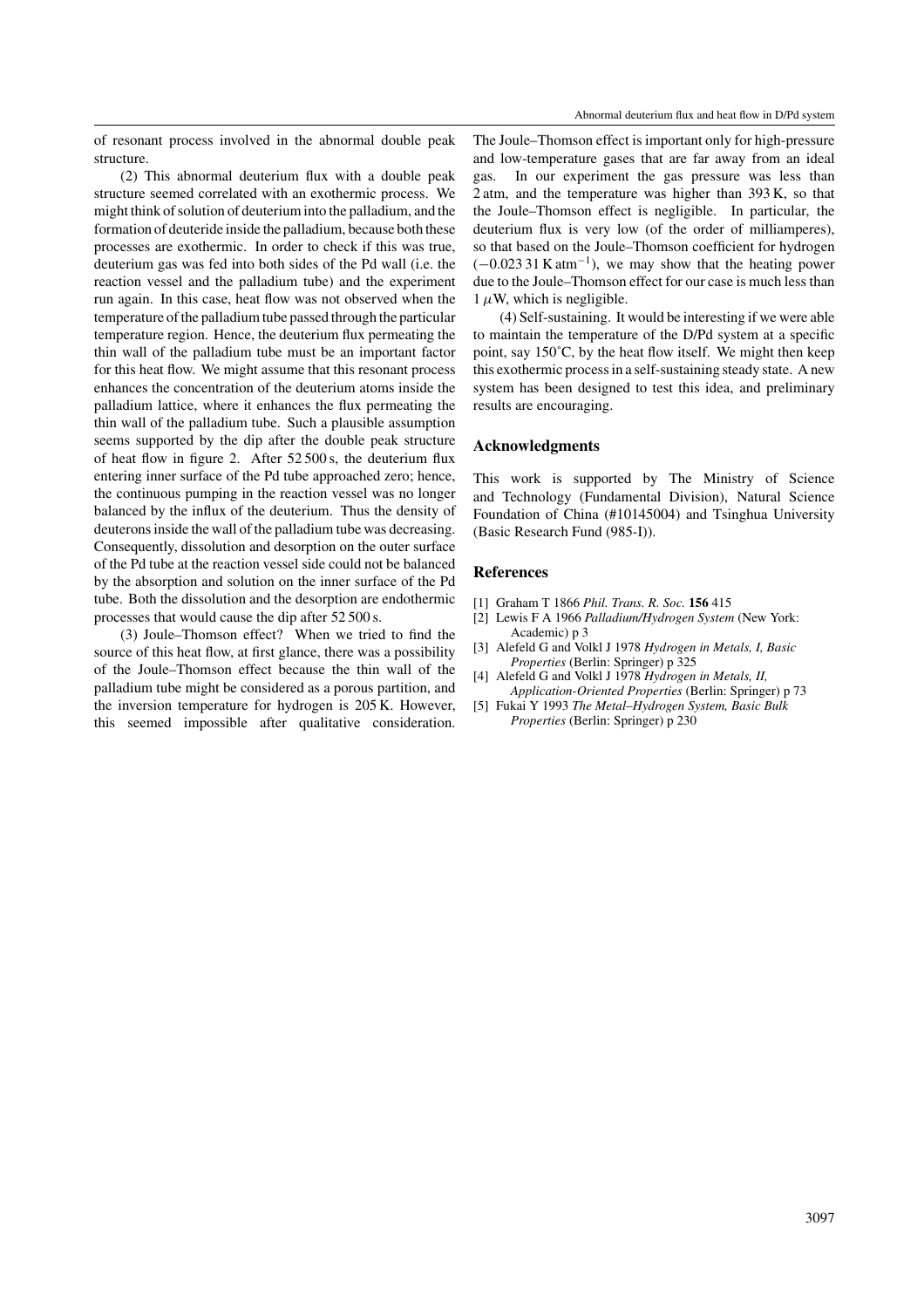of resonant process involved in the abnormal double peak structure.

(2) This abnormal deuterium flux with a double peak structure seemed correlated with an exothermic process. We might think of solution of deuterium into the palladium, and the formation of deuteride inside the palladium, because both these processes are exothermic. In order to check if this was true, deuterium gas was fed into both sides of the Pd wall (i.e. the reaction vessel and the palladium tube) and the experiment run again. In this case, heat flow was not observed when the temperature of the palladium tube passed through the particular temperature region. Hence, the deuterium flux permeating the thin wall of the palladium tube must be an important factor for this heat flow. We might assume that this resonant process enhances the concentration of the deuterium atoms inside the palladium lattice, where it enhances the flux permeating the thin wall of the palladium tube. Such a plausible assumption seems supported by the dip after the double peak structure of heat flow in figure 2. After 52 500 s, the deuterium flux entering inner surface of the Pd tube approached zero; hence, the continuous pumping in the reaction vessel was no longer balanced by the influx of the deuterium. Thus the density of deuterons inside the wall of the palladium tube was decreasing. Consequently, dissolution and desorption on the outer surface of the Pd tube at the reaction vessel side could not be balanced by the absorption and solution on the inner surface of the Pd tube. Both the dissolution and the desorption are endothermic processes that would cause the dip after 52 500 s.

(3) Joule–Thomson effect? When we tried to find the source of this heat flow, at first glance, there was a possibility of the Joule–Thomson effect because the thin wall of the palladium tube might be considered as a porous partition, and the inversion temperature for hydrogen is 205 K. However, this seemed impossible after qualitative consideration. The Joule–Thomson effect is important only for high-pressure and low-temperature gases that are far away from an ideal gas. In our experiment the gas pressure was less than 2 atm, and the temperature was higher than 393 K, so that the Joule–Thomson effect is negligible. In particular, the deuterium flux is very low (of the order of milliamperes), so that based on the Joule–Thomson coefficient for hydrogen ($-0.023\,31$ K atm$^{-1}$), we may show that the heating power due to the Joule–Thomson effect for our case is much less than 1 $\mu$W, which is negligible.

(4) Self-sustaining. It would be interesting if we were able to maintain the temperature of the D/Pd system at a specific point, say 150˚C, by the heat flow itself. We might then keep this exothermic process in a self-sustaining steady state. A new system has been designed to test this idea, and preliminary results are encouraging.

## Acknowledgments

This work is supported by The Ministry of Science and Technology (Fundamental Division), Natural Science Foundation of China (#10145004) and Tsinghua University (Basic Research Fund (985-I)).

## References

[1] Graham T 1866 *Phil. Trans. R. Soc.* **156** 415

[2] Lewis F A 1966 *Palladium/Hydrogen System* (New York: Academic) p 3

[3] Alefeld G and Volkl J 1978 *Hydrogen in Metals, I, Basic Properties* (Berlin: Springer) p 325

[4] Alefeld G and Volkl J 1978 *Hydrogen in Metals, II, Application-Oriented Properties* (Berlin: Springer) p 73

[5] Fukai Y 1993 *The Metal–Hydrogen System, Basic Bulk Properties* (Berlin: Springer) p 230